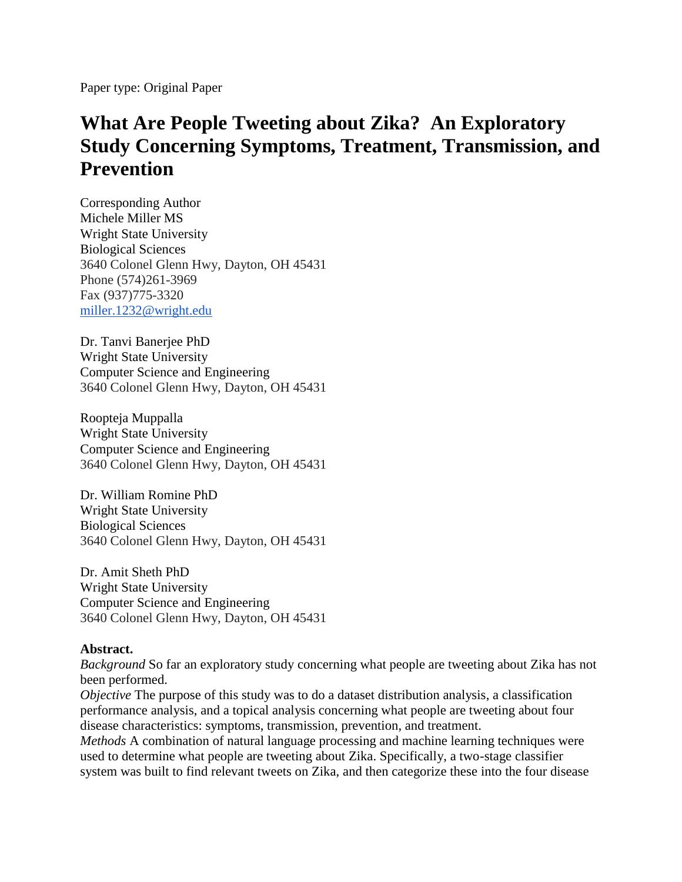Paper type: Original Paper

# What Are People Tweeting about Zika? An Exploratory Study Concerning Symptoms, Treatment, Transmission, and Prevention

Corresponding Author
Michele Miller MS
Wright State University
Biological Sciences
3640 Colonel Glenn Hwy, Dayton, OH 45431
Phone (574)261-3969
Fax (937)775-3320
miller.1232@wright.edu

Dr. Tanvi Banerjee PhD
Wright State University
Computer Science and Engineering
3640 Colonel Glenn Hwy, Dayton, OH 45431

Roopteja Muppalla
Wright State University
Computer Science and Engineering
3640 Colonel Glenn Hwy, Dayton, OH 45431

Dr. William Romine PhD
Wright State University
Biological Sciences
3640 Colonel Glenn Hwy, Dayton, OH 45431

Dr. Amit Sheth PhD
Wright State University
Computer Science and Engineering
3640 Colonel Glenn Hwy, Dayton, OH 45431

**Abstract.**

*Background* So far an exploratory study concerning what people are tweeting about Zika has not been performed.

*Objective* The purpose of this study was to do a dataset distribution analysis, a classification performance analysis, and a topical analysis concerning what people are tweeting about four disease characteristics: symptoms, transmission, prevention, and treatment.

*Methods* A combination of natural language processing and machine learning techniques were used to determine what people are tweeting about Zika. Specifically, a two-stage classifier system was built to find relevant tweets on Zika, and then categorize these into the four disease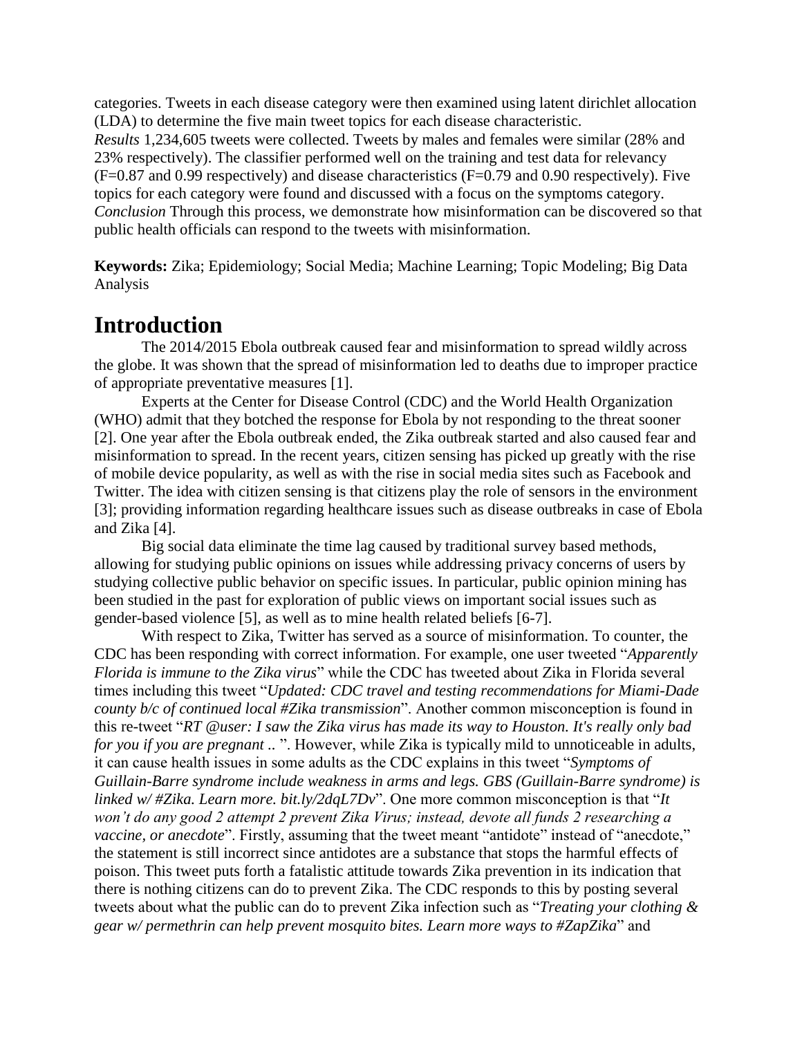categories. Tweets in each disease category were then examined using latent dirichlet allocation (LDA) to determine the five main tweet topics for each disease characteristic.
*Results* 1,234,605 tweets were collected. Tweets by males and females were similar (28% and 23% respectively). The classifier performed well on the training and test data for relevancy (F=0.87 and 0.99 respectively) and disease characteristics (F=0.79 and 0.90 respectively). Five topics for each category were found and discussed with a focus on the symptoms category.
*Conclusion* Through this process, we demonstrate how misinformation can be discovered so that public health officials can respond to the tweets with misinformation.

**Keywords:** Zika; Epidemiology; Social Media; Machine Learning; Topic Modeling; Big Data Analysis

# Introduction

The 2014/2015 Ebola outbreak caused fear and misinformation to spread wildly across the globe. It was shown that the spread of misinformation led to deaths due to improper practice of appropriate preventative measures [1].

Experts at the Center for Disease Control (CDC) and the World Health Organization (WHO) admit that they botched the response for Ebola by not responding to the threat sooner [2]. One year after the Ebola outbreak ended, the Zika outbreak started and also caused fear and misinformation to spread. In the recent years, citizen sensing has picked up greatly with the rise of mobile device popularity, as well as with the rise in social media sites such as Facebook and Twitter. The idea with citizen sensing is that citizens play the role of sensors in the environment [3]; providing information regarding healthcare issues such as disease outbreaks in case of Ebola and Zika [4].

Big social data eliminate the time lag caused by traditional survey based methods, allowing for studying public opinions on issues while addressing privacy concerns of users by studying collective public behavior on specific issues. In particular, public opinion mining has been studied in the past for exploration of public views on important social issues such as gender-based violence [5], as well as to mine health related beliefs [6-7].

With respect to Zika, Twitter has served as a source of misinformation. To counter, the CDC has been responding with correct information. For example, one user tweeted "*Apparently Florida is immune to the Zika virus*" while the CDC has tweeted about Zika in Florida several times including this tweet "*Updated: CDC travel and testing recommendations for Miami-Dade county b/c of continued local #Zika transmission*". Another common misconception is found in this re-tweet "*RT @user: I saw the Zika virus has made its way to Houston. It's really only bad for you if you are pregnant ..* ". However, while Zika is typically mild to unnoticeable in adults, it can cause health issues in some adults as the CDC explains in this tweet "*Symptoms of Guillain-Barre syndrome include weakness in arms and legs. GBS (Guillain-Barre syndrome) is linked w/ #Zika. Learn more. bit.ly/2dqL7Dv*". One more common misconception is that "*It won't do any good 2 attempt 2 prevent Zika Virus; instead, devote all funds 2 researching a vaccine, or anecdote*". Firstly, assuming that the tweet meant "antidote" instead of "anecdote," the statement is still incorrect since antidotes are a substance that stops the harmful effects of poison. This tweet puts forth a fatalistic attitude towards Zika prevention in its indication that there is nothing citizens can do to prevent Zika. The CDC responds to this by posting several tweets about what the public can do to prevent Zika infection such as "*Treating your clothing & gear w/ permethrin can help prevent mosquito bites. Learn more ways to #ZapZika*" and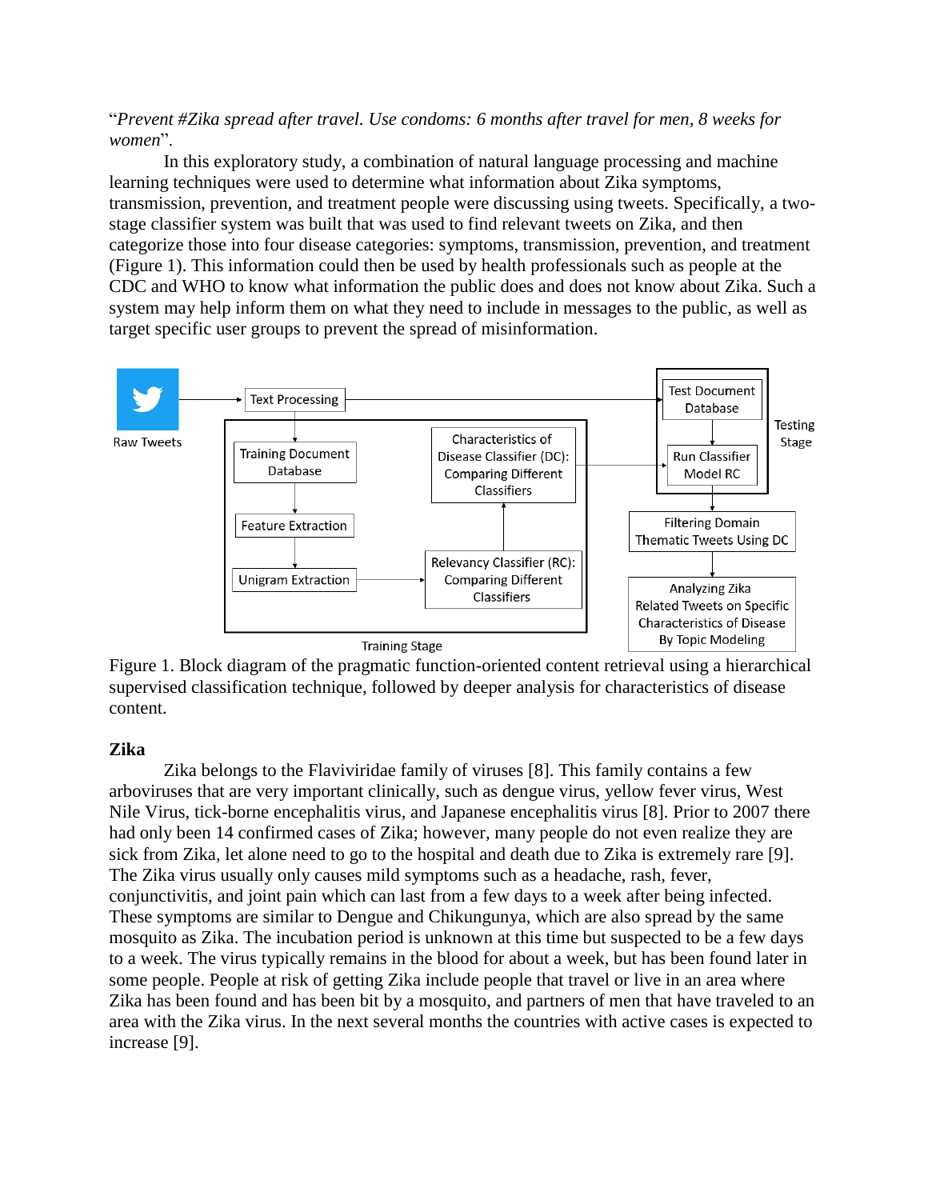"*Prevent #Zika spread after travel. Use condoms: 6 months after travel for men, 8 weeks for women*".

In this exploratory study, a combination of natural language processing and machine learning techniques were used to determine what information about Zika symptoms, transmission, prevention, and treatment people were discussing using tweets. Specifically, a two-stage classifier system was built that was used to find relevant tweets on Zika, and then categorize those into four disease categories: symptoms, transmission, prevention, and treatment (Figure 1). This information could then be used by health professionals such as people at the CDC and WHO to know what information the public does and does not know about Zika. Such a system may help inform them on what they need to include in messages to the public, as well as target specific user groups to prevent the spread of misinformation.

Figure 1. Block diagram of the pragmatic function-oriented content retrieval using a hierarchical supervised classification technique, followed by deeper analysis for characteristics of disease content.

## Zika

Zika belongs to the Flaviviridae family of viruses [8]. This family contains a few arboviruses that are very important clinically, such as dengue virus, yellow fever virus, West Nile Virus, tick-borne encephalitis virus, and Japanese encephalitis virus [8]. Prior to 2007 there had only been 14 confirmed cases of Zika; however, many people do not even realize they are sick from Zika, let alone need to go to the hospital and death due to Zika is extremely rare [9]. The Zika virus usually only causes mild symptoms such as a headache, rash, fever, conjunctivitis, and joint pain which can last from a few days to a week after being infected. These symptoms are similar to Dengue and Chikungunya, which are also spread by the same mosquito as Zika. The incubation period is unknown at this time but suspected to be a few days to a week. The virus typically remains in the blood for about a week, but has been found later in some people. People at risk of getting Zika include people that travel or live in an area where Zika has been found and has been bit by a mosquito, and partners of men that have traveled to an area with the Zika virus. In the next several months the countries with active cases is expected to increase [9].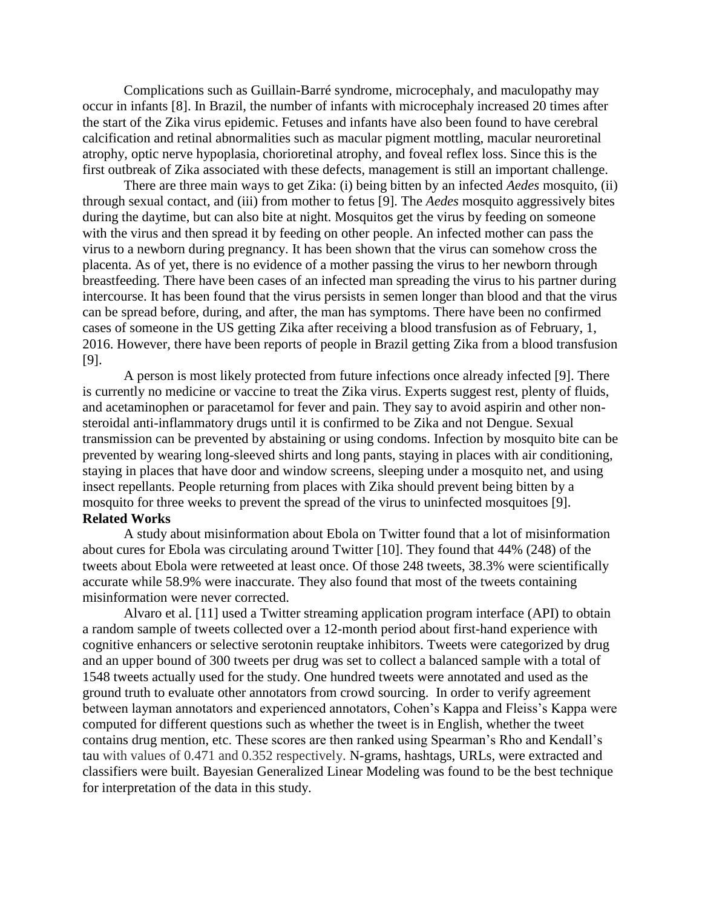Complications such as Guillain-Barré syndrome, microcephaly, and maculopathy may occur in infants [8]. In Brazil, the number of infants with microcephaly increased 20 times after the start of the Zika virus epidemic. Fetuses and infants have also been found to have cerebral calcification and retinal abnormalities such as macular pigment mottling, macular neuroretinal atrophy, optic nerve hypoplasia, chorioretinal atrophy, and foveal reflex loss. Since this is the first outbreak of Zika associated with these defects, management is still an important challenge.

There are three main ways to get Zika: (i) being bitten by an infected *Aedes* mosquito, (ii) through sexual contact, and (iii) from mother to fetus [9]. The *Aedes* mosquito aggressively bites during the daytime, but can also bite at night. Mosquitos get the virus by feeding on someone with the virus and then spread it by feeding on other people. An infected mother can pass the virus to a newborn during pregnancy. It has been shown that the virus can somehow cross the placenta. As of yet, there is no evidence of a mother passing the virus to her newborn through breastfeeding. There have been cases of an infected man spreading the virus to his partner during intercourse. It has been found that the virus persists in semen longer than blood and that the virus can be spread before, during, and after, the man has symptoms. There have been no confirmed cases of someone in the US getting Zika after receiving a blood transfusion as of February, 1, 2016. However, there have been reports of people in Brazil getting Zika from a blood transfusion [9].

A person is most likely protected from future infections once already infected [9]. There is currently no medicine or vaccine to treat the Zika virus. Experts suggest rest, plenty of fluids, and acetaminophen or paracetamol for fever and pain. They say to avoid aspirin and other non-steroidal anti-inflammatory drugs until it is confirmed to be Zika and not Dengue. Sexual transmission can be prevented by abstaining or using condoms. Infection by mosquito bite can be prevented by wearing long-sleeved shirts and long pants, staying in places with air conditioning, staying in places that have door and window screens, sleeping under a mosquito net, and using insect repellants. People returning from places with Zika should prevent being bitten by a mosquito for three weeks to prevent the spread of the virus to uninfected mosquitoes [9].

**Related Works**

A study about misinformation about Ebola on Twitter found that a lot of misinformation about cures for Ebola was circulating around Twitter [10]. They found that 44% (248) of the tweets about Ebola were retweeted at least once. Of those 248 tweets, 38.3% were scientifically accurate while 58.9% were inaccurate. They also found that most of the tweets containing misinformation were never corrected.

Alvaro et al. [11] used a Twitter streaming application program interface (API) to obtain a random sample of tweets collected over a 12-month period about first-hand experience with cognitive enhancers or selective serotonin reuptake inhibitors. Tweets were categorized by drug and an upper bound of 300 tweets per drug was set to collect a balanced sample with a total of 1548 tweets actually used for the study. One hundred tweets were annotated and used as the ground truth to evaluate other annotators from crowd sourcing. In order to verify agreement between layman annotators and experienced annotators, Cohen's Kappa and Fleiss's Kappa were computed for different questions such as whether the tweet is in English, whether the tweet contains drug mention, etc. These scores are then ranked using Spearman's Rho and Kendall's tau with values of 0.471 and 0.352 respectively. N-grams, hashtags, URLs, were extracted and classifiers were built. Bayesian Generalized Linear Modeling was found to be the best technique for interpretation of the data in this study.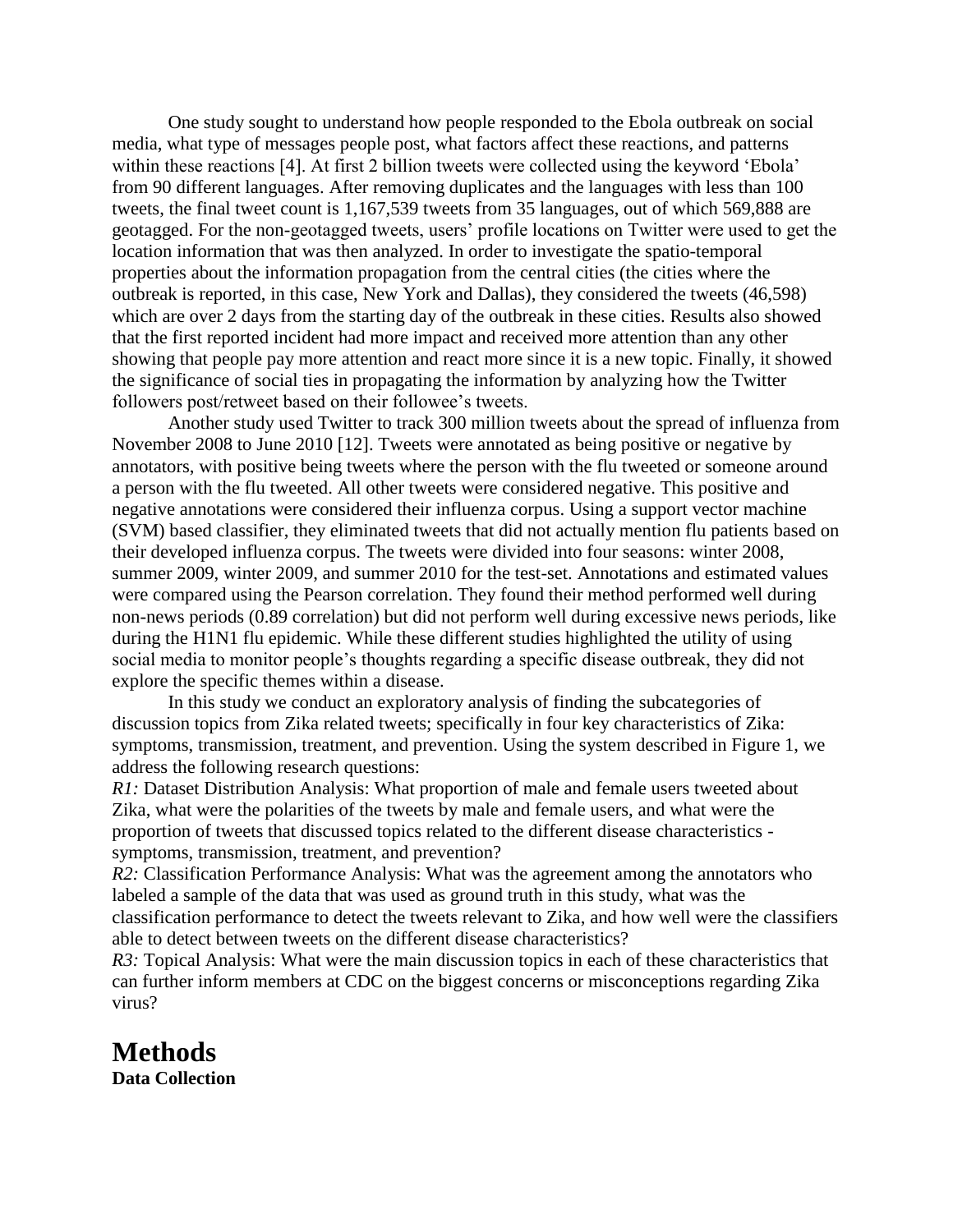One study sought to understand how people responded to the Ebola outbreak on social media, what type of messages people post, what factors affect these reactions, and patterns within these reactions [4]. At first 2 billion tweets were collected using the keyword 'Ebola' from 90 different languages. After removing duplicates and the languages with less than 100 tweets, the final tweet count is 1,167,539 tweets from 35 languages, out of which 569,888 are geotagged. For the non-geotagged tweets, users' profile locations on Twitter were used to get the location information that was then analyzed. In order to investigate the spatio-temporal properties about the information propagation from the central cities (the cities where the outbreak is reported, in this case, New York and Dallas), they considered the tweets (46,598) which are over 2 days from the starting day of the outbreak in these cities. Results also showed that the first reported incident had more impact and received more attention than any other showing that people pay more attention and react more since it is a new topic. Finally, it showed the significance of social ties in propagating the information by analyzing how the Twitter followers post/retweet based on their followee's tweets.

Another study used Twitter to track 300 million tweets about the spread of influenza from November 2008 to June 2010 [12]. Tweets were annotated as being positive or negative by annotators, with positive being tweets where the person with the flu tweeted or someone around a person with the flu tweeted. All other tweets were considered negative. This positive and negative annotations were considered their influenza corpus. Using a support vector machine (SVM) based classifier, they eliminated tweets that did not actually mention flu patients based on their developed influenza corpus. The tweets were divided into four seasons: winter 2008, summer 2009, winter 2009, and summer 2010 for the test-set. Annotations and estimated values were compared using the Pearson correlation. They found their method performed well during non-news periods (0.89 correlation) but did not perform well during excessive news periods, like during the H1N1 flu epidemic. While these different studies highlighted the utility of using social media to monitor people's thoughts regarding a specific disease outbreak, they did not explore the specific themes within a disease.

In this study we conduct an exploratory analysis of finding the subcategories of discussion topics from Zika related tweets; specifically in four key characteristics of Zika: symptoms, transmission, treatment, and prevention. Using the system described in Figure 1, we address the following research questions:

*R1:* Dataset Distribution Analysis: What proportion of male and female users tweeted about Zika, what were the polarities of the tweets by male and female users, and what were the proportion of tweets that discussed topics related to the different disease characteristics - symptoms, transmission, treatment, and prevention?

*R2:* Classification Performance Analysis: What was the agreement among the annotators who labeled a sample of the data that was used as ground truth in this study, what was the classification performance to detect the tweets relevant to Zika, and how well were the classifiers able to detect between tweets on the different disease characteristics?

*R3:* Topical Analysis: What were the main discussion topics in each of these characteristics that can further inform members at CDC on the biggest concerns or misconceptions regarding Zika virus?

# Methods

**Data Collection**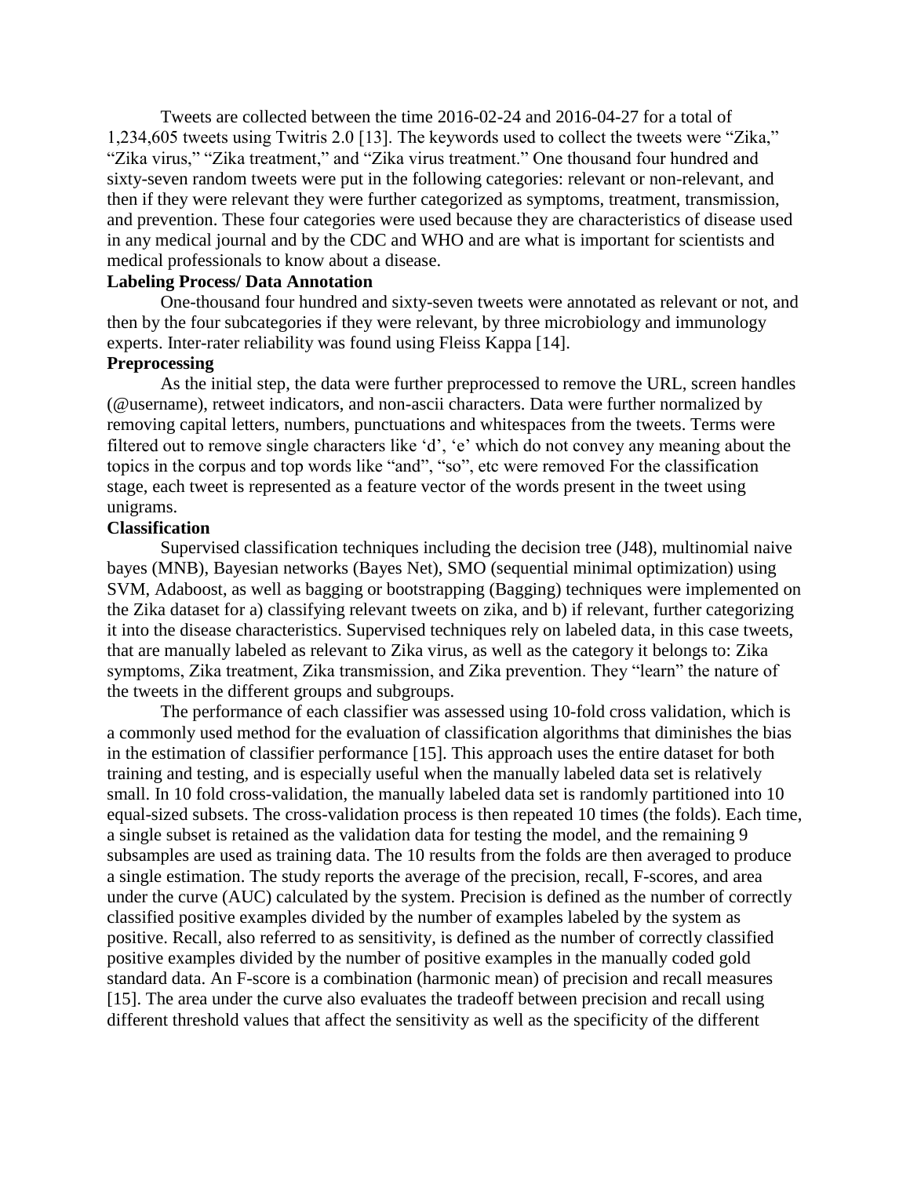Tweets are collected between the time 2016-02-24 and 2016-04-27 for a total of 1,234,605 tweets using Twitris 2.0 [13]. The keywords used to collect the tweets were "Zika," "Zika virus," "Zika treatment," and "Zika virus treatment." One thousand four hundred and sixty-seven random tweets were put in the following categories: relevant or non-relevant, and then if they were relevant they were further categorized as symptoms, treatment, transmission, and prevention. These four categories were used because they are characteristics of disease used in any medical journal and by the CDC and WHO and are what is important for scientists and medical professionals to know about a disease.

**Labeling Process/ Data Annotation**

One-thousand four hundred and sixty-seven tweets were annotated as relevant or not, and then by the four subcategories if they were relevant, by three microbiology and immunology experts. Inter-rater reliability was found using Fleiss Kappa [14].

**Preprocessing**

As the initial step, the data were further preprocessed to remove the URL, screen handles (@username), retweet indicators, and non-ascii characters. Data were further normalized by removing capital letters, numbers, punctuations and whitespaces from the tweets. Terms were filtered out to remove single characters like 'd', 'e' which do not convey any meaning about the topics in the corpus and top words like "and", "so", etc were removed For the classification stage, each tweet is represented as a feature vector of the words present in the tweet using unigrams.

**Classification**

Supervised classification techniques including the decision tree (J48), multinomial naive bayes (MNB), Bayesian networks (Bayes Net), SMO (sequential minimal optimization) using SVM, Adaboost, as well as bagging or bootstrapping (Bagging) techniques were implemented on the Zika dataset for a) classifying relevant tweets on zika, and b) if relevant, further categorizing it into the disease characteristics. Supervised techniques rely on labeled data, in this case tweets, that are manually labeled as relevant to Zika virus, as well as the category it belongs to: Zika symptoms, Zika treatment, Zika transmission, and Zika prevention. They "learn" the nature of the tweets in the different groups and subgroups.

The performance of each classifier was assessed using 10-fold cross validation, which is a commonly used method for the evaluation of classification algorithms that diminishes the bias in the estimation of classifier performance [15]. This approach uses the entire dataset for both training and testing, and is especially useful when the manually labeled data set is relatively small. In 10 fold cross-validation, the manually labeled data set is randomly partitioned into 10 equal-sized subsets. The cross-validation process is then repeated 10 times (the folds). Each time, a single subset is retained as the validation data for testing the model, and the remaining 9 subsamples are used as training data. The 10 results from the folds are then averaged to produce a single estimation. The study reports the average of the precision, recall, F-scores, and area under the curve (AUC) calculated by the system. Precision is defined as the number of correctly classified positive examples divided by the number of examples labeled by the system as positive. Recall, also referred to as sensitivity, is defined as the number of correctly classified positive examples divided by the number of positive examples in the manually coded gold standard data. An F-score is a combination (harmonic mean) of precision and recall measures [15]. The area under the curve also evaluates the tradeoff between precision and recall using different threshold values that affect the sensitivity as well as the specificity of the different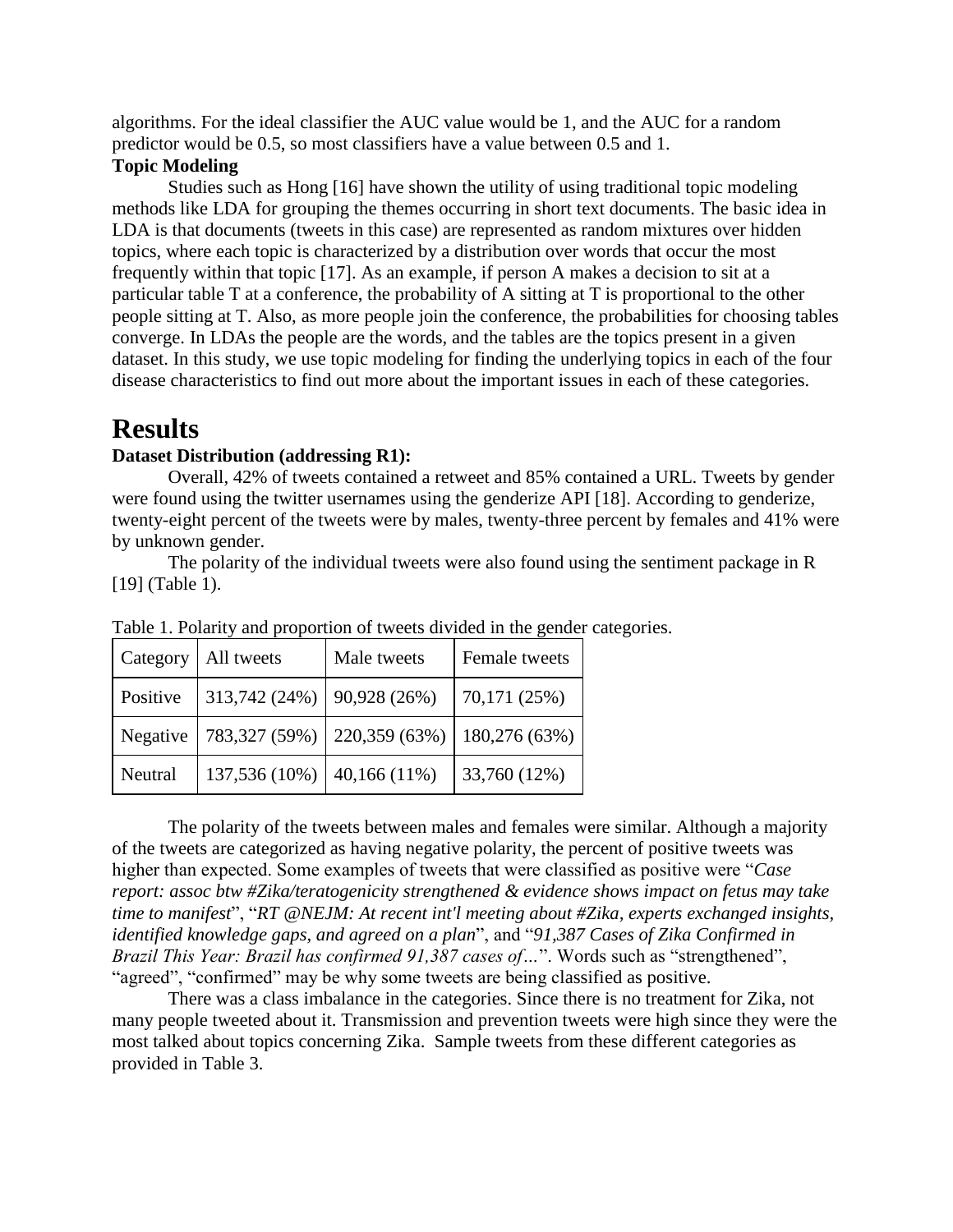algorithms. For the ideal classifier the AUC value would be 1, and the AUC for a random predictor would be 0.5, so most classifiers have a value between 0.5 and 1.

**Topic Modeling**

Studies such as Hong [16] have shown the utility of using traditional topic modeling methods like LDA for grouping the themes occurring in short text documents. The basic idea in LDA is that documents (tweets in this case) are represented as random mixtures over hidden topics, where each topic is characterized by a distribution over words that occur the most frequently within that topic [17]. As an example, if person A makes a decision to sit at a particular table T at a conference, the probability of A sitting at T is proportional to the other people sitting at T. Also, as more people join the conference, the probabilities for choosing tables converge. In LDAs the people are the words, and the tables are the topics present in a given dataset. In this study, we use topic modeling for finding the underlying topics in each of the four disease characteristics to find out more about the important issues in each of these categories.

# Results

**Dataset Distribution (addressing R1):**

Overall, 42% of tweets contained a retweet and 85% contained a URL. Tweets by gender were found using the twitter usernames using the genderize API [18]. According to genderize, twenty-eight percent of the tweets were by males, twenty-three percent by females and 41% were by unknown gender.

The polarity of the individual tweets were also found using the sentiment package in R [19] (Table 1).

Table 1. Polarity and proportion of tweets divided in the gender categories.

| Category | All tweets | Male tweets | Female tweets |
|---|---|---|---|
| Positive | 313,742 (24%) | 90,928 (26%) | 70,171 (25%) |
| Negative | 783,327 (59%) | 220,359 (63%) | 180,276 (63%) |
| Neutral | 137,536 (10%) | 40,166 (11%) | 33,760 (12%) |

The polarity of the tweets between males and females were similar. Although a majority of the tweets are categorized as having negative polarity, the percent of positive tweets was higher than expected. Some examples of tweets that were classified as positive were "*Case report: assoc btw #Zika/teratogenicity strengthened & evidence shows impact on fetus may take time to manifest*", "*RT @NEJM: At recent int'l meeting about #Zika, experts exchanged insights, identified knowledge gaps, and agreed on a plan*", and "*91,387 Cases of Zika Confirmed in Brazil This Year: Brazil has confirmed 91,387 cases of…*". Words such as "strengthened", "agreed", "confirmed" may be why some tweets are being classified as positive.

There was a class imbalance in the categories. Since there is no treatment for Zika, not many people tweeted about it. Transmission and prevention tweets were high since they were the most talked about topics concerning Zika. Sample tweets from these different categories as provided in Table 3.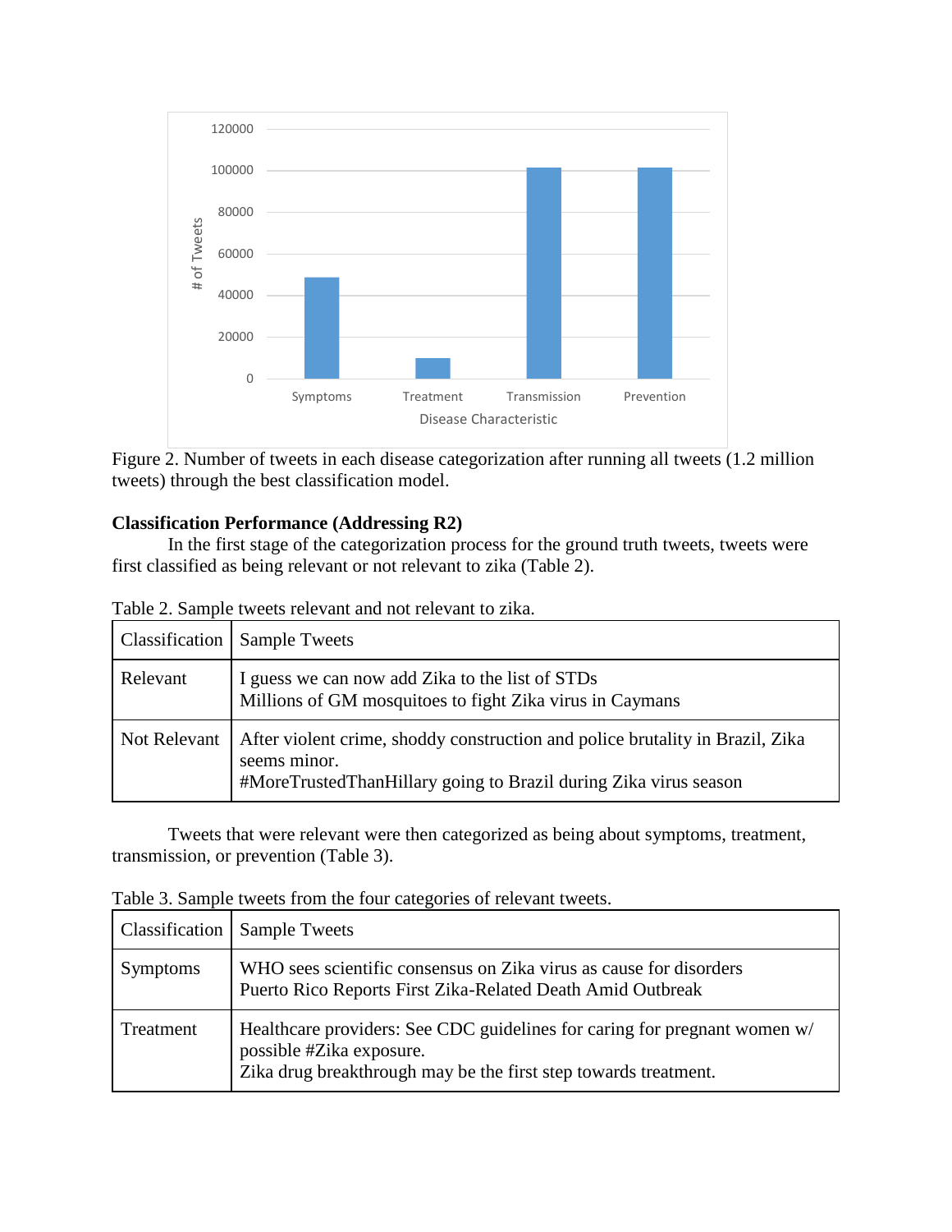Figure 2. Number of tweets in each disease categorization after running all tweets (1.2 million tweets) through the best classification model.

**Classification Performance (Addressing R2)**

In the first stage of the categorization process for the ground truth tweets, tweets were first classified as being relevant or not relevant to zika (Table 2).

Table 2. Sample tweets relevant and not relevant to zika.

| Classification | Sample Tweets |
|---|---|
| Relevant | I guess we can now add Zika to the list of STDs<br>Millions of GM mosquitoes to fight Zika virus in Caymans |
| Not Relevant | After violent crime, shoddy construction and police brutality in Brazil, Zika seems minor.<br>#MoreTrustedThanHillary going to Brazil during Zika virus season |

Tweets that were relevant were then categorized as being about symptoms, treatment, transmission, or prevention (Table 3).

Table 3. Sample tweets from the four categories of relevant tweets.

| Classification | Sample Tweets |
|---|---|
| Symptoms | WHO sees scientific consensus on Zika virus as cause for disorders<br>Puerto Rico Reports First Zika-Related Death Amid Outbreak |
| Treatment | Healthcare providers: See CDC guidelines for caring for pregnant women w/ possible #Zika exposure.<br>Zika drug breakthrough may be the first step towards treatment. |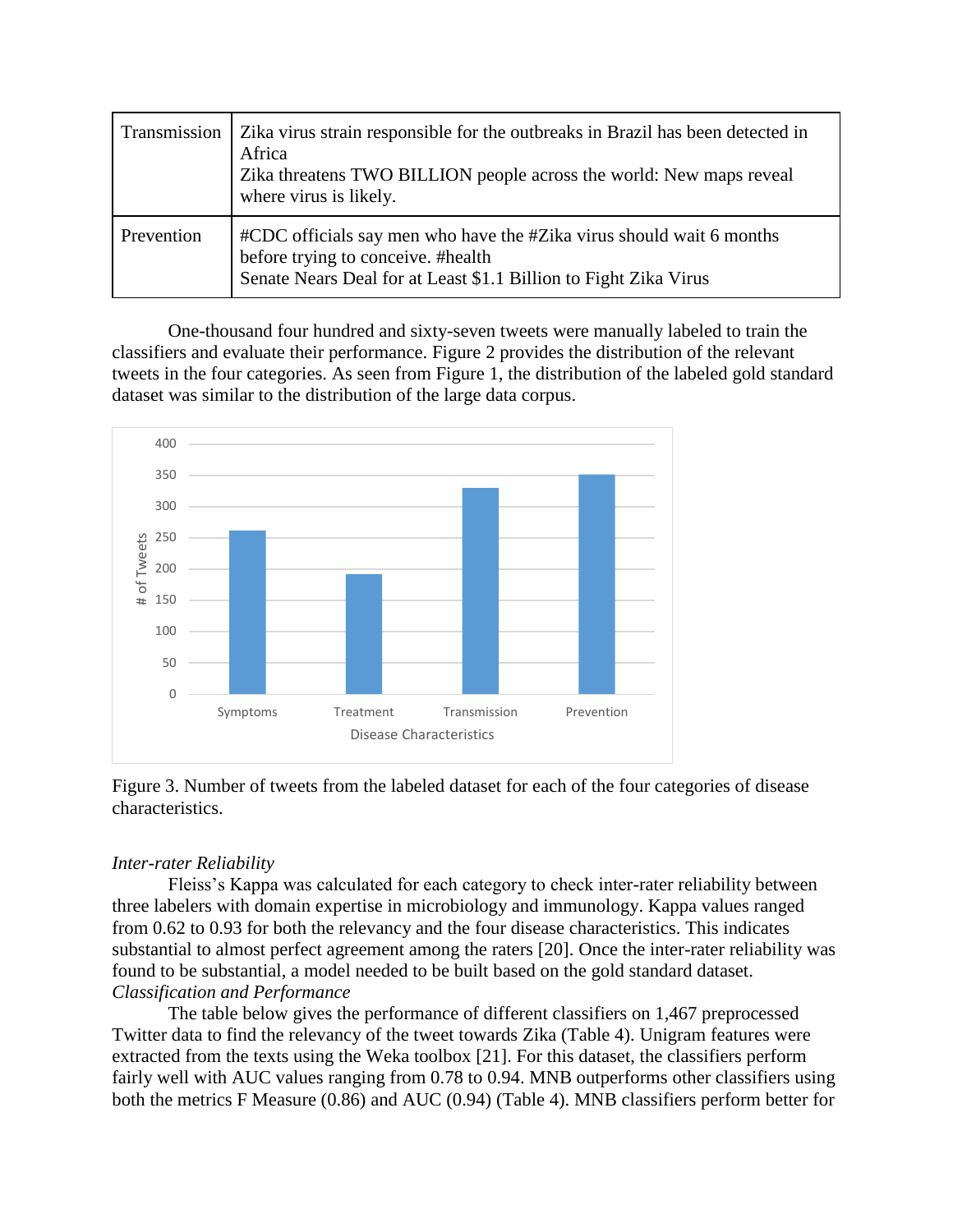| Transmission | Zika virus strain responsible for the outbreaks in Brazil has been detected in Africa<br>Zika threatens TWO BILLION people across the world: New maps reveal where virus is likely. |
| --- | --- |
| Prevention | #CDC officials say men who have the #Zika virus should wait 6 months before trying to conceive. #health<br>Senate Nears Deal for at Least $1.1 Billion to Fight Zika Virus |

One-thousand four hundred and sixty-seven tweets were manually labeled to train the classifiers and evaluate their performance. Figure 2 provides the distribution of the relevant tweets in the four categories. As seen from Figure 1, the distribution of the labeled gold standard dataset was similar to the distribution of the large data corpus.

Figure 3. Number of tweets from the labeled dataset for each of the four categories of disease characteristics.

*Inter-rater Reliability*

Fleiss's Kappa was calculated for each category to check inter-rater reliability between three labelers with domain expertise in microbiology and immunology. Kappa values ranged from 0.62 to 0.93 for both the relevancy and the four disease characteristics. This indicates substantial to almost perfect agreement among the raters [20]. Once the inter-rater reliability was found to be substantial, a model needed to be built based on the gold standard dataset.

*Classification and Performance*

The table below gives the performance of different classifiers on 1,467 preprocessed Twitter data to find the relevancy of the tweet towards Zika (Table 4). Unigram features were extracted from the texts using the Weka toolbox [21]. For this dataset, the classifiers perform fairly well with AUC values ranging from 0.78 to 0.94. MNB outperforms other classifiers using both the metrics F Measure (0.86) and AUC (0.94) (Table 4). MNB classifiers perform better for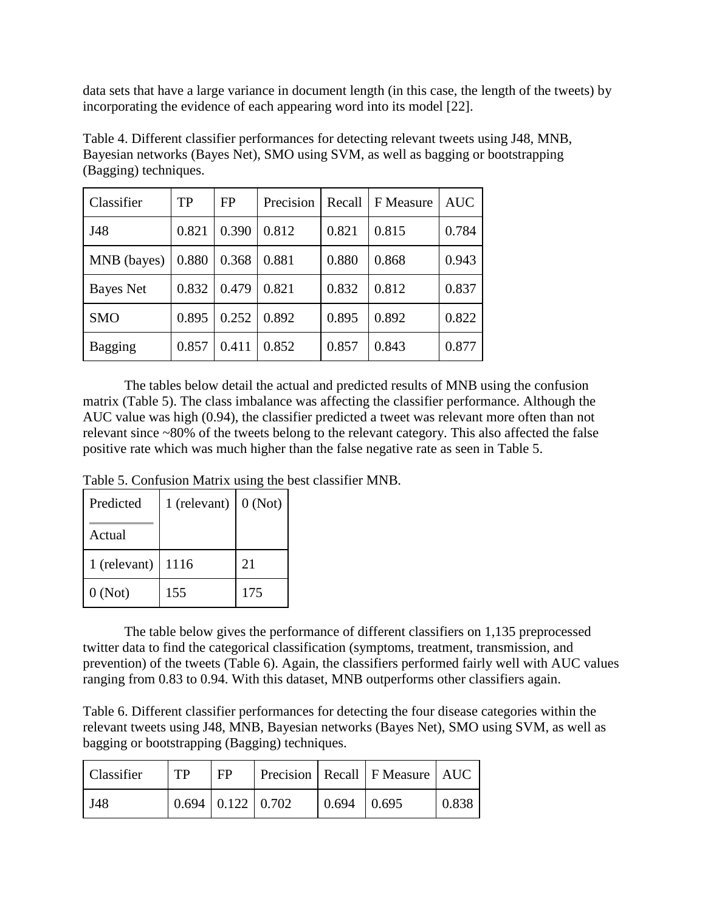data sets that have a large variance in document length (in this case, the length of the tweets) by incorporating the evidence of each appearing word into its model [22].

Table 4. Different classifier performances for detecting relevant tweets using J48, MNB, Bayesian networks (Bayes Net), SMO using SVM, as well as bagging or bootstrapping (Bagging) techniques.

| Classifier | TP | FP | Precision | Recall | F Measure | AUC |
|---|---|---|---|---|---|---|
| J48 | 0.821 | 0.390 | 0.812 | 0.821 | 0.815 | 0.784 |
| MNB (bayes) | 0.880 | 0.368 | 0.881 | 0.880 | 0.868 | 0.943 |
| Bayes Net | 0.832 | 0.479 | 0.821 | 0.832 | 0.812 | 0.837 |
| SMO | 0.895 | 0.252 | 0.892 | 0.895 | 0.892 | 0.822 |
| Bagging | 0.857 | 0.411 | 0.852 | 0.857 | 0.843 | 0.877 |

The tables below detail the actual and predicted results of MNB using the confusion matrix (Table 5). The class imbalance was affecting the classifier performance. Although the AUC value was high (0.94), the classifier predicted a tweet was relevant more often than not relevant since ~80% of the tweets belong to the relevant category. This also affected the false positive rate which was much higher than the false negative rate as seen in Table 5.

Table 5. Confusion Matrix using the best classifier MNB.

| Predicted / Actual | 1 (relevant) | 0 (Not) |
|---|---|---|
| 1 (relevant) | 1116 | 21 |
| 0 (Not) | 155 | 175 |

The table below gives the performance of different classifiers on 1,135 preprocessed twitter data to find the categorical classification (symptoms, treatment, transmission, and prevention) of the tweets (Table 6). Again, the classifiers performed fairly well with AUC values ranging from 0.83 to 0.94. With this dataset, MNB outperforms other classifiers again.

Table 6. Different classifier performances for detecting the four disease categories within the relevant tweets using J48, MNB, Bayesian networks (Bayes Net), SMO using SVM, as well as bagging or bootstrapping (Bagging) techniques.

| Classifier | TP | FP | Precision | Recall | F Measure | AUC |
|---|---|---|---|---|---|---|
| J48 | 0.694 | 0.122 | 0.702 | 0.694 | 0.695 | 0.838 |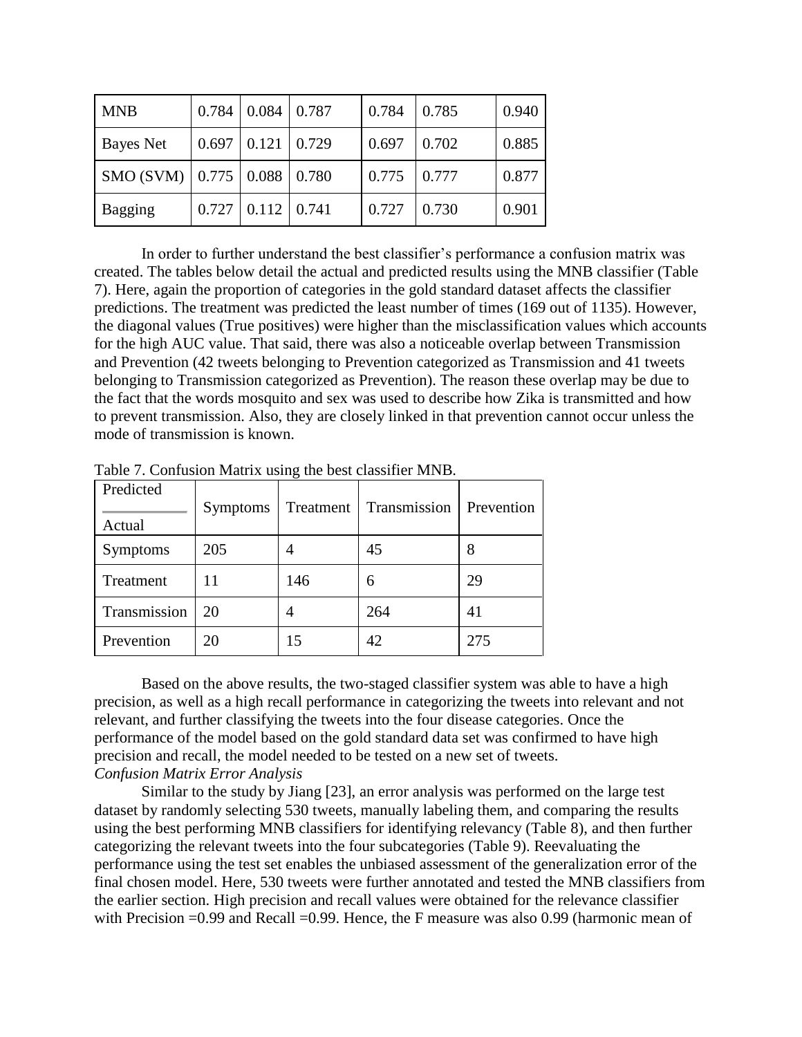| MNB | 0.784 | 0.084 | 0.787 | 0.784 | 0.785 | 0.940 |
|---|---|---|---|---|---|---|
| Bayes Net | 0.697 | 0.121 | 0.729 | 0.697 | 0.702 | 0.885 |
| SMO (SVM) | 0.775 | 0.088 | 0.780 | 0.775 | 0.777 | 0.877 |
| Bagging | 0.727 | 0.112 | 0.741 | 0.727 | 0.730 | 0.901 |

In order to further understand the best classifier's performance a confusion matrix was created. The tables below detail the actual and predicted results using the MNB classifier (Table 7). Here, again the proportion of categories in the gold standard dataset affects the classifier predictions. The treatment was predicted the least number of times (169 out of 1135). However, the diagonal values (True positives) were higher than the misclassification values which accounts for the high AUC value. That said, there was also a noticeable overlap between Transmission and Prevention (42 tweets belonging to Prevention categorized as Transmission and 41 tweets belonging to Transmission categorized as Prevention). The reason these overlap may be due to the fact that the words mosquito and sex was used to describe how Zika is transmitted and how to prevent transmission. Also, they are closely linked in that prevention cannot occur unless the mode of transmission is known.

Table 7. Confusion Matrix using the best classifier MNB.

| Predicted / Actual | Symptoms | Treatment | Transmission | Prevention |
|---|---|---|---|---|
| Symptoms | 205 | 4 | 45 | 8 |
| Treatment | 11 | 146 | 6 | 29 |
| Transmission | 20 | 4 | 264 | 41 |
| Prevention | 20 | 15 | 42 | 275 |

Based on the above results, the two-staged classifier system was able to have a high precision, as well as a high recall performance in categorizing the tweets into relevant and not relevant, and further classifying the tweets into the four disease categories. Once the performance of the model based on the gold standard data set was confirmed to have high precision and recall, the model needed to be tested on a new set of tweets.

*Confusion Matrix Error Analysis*

Similar to the study by Jiang [23], an error analysis was performed on the large test dataset by randomly selecting 530 tweets, manually labeling them, and comparing the results using the best performing MNB classifiers for identifying relevancy (Table 8), and then further categorizing the relevant tweets into the four subcategories (Table 9). Reevaluating the performance using the test set enables the unbiased assessment of the generalization error of the final chosen model. Here, 530 tweets were further annotated and tested the MNB classifiers from the earlier section. High precision and recall values were obtained for the relevance classifier with Precision =0.99 and Recall =0.99. Hence, the F measure was also 0.99 (harmonic mean of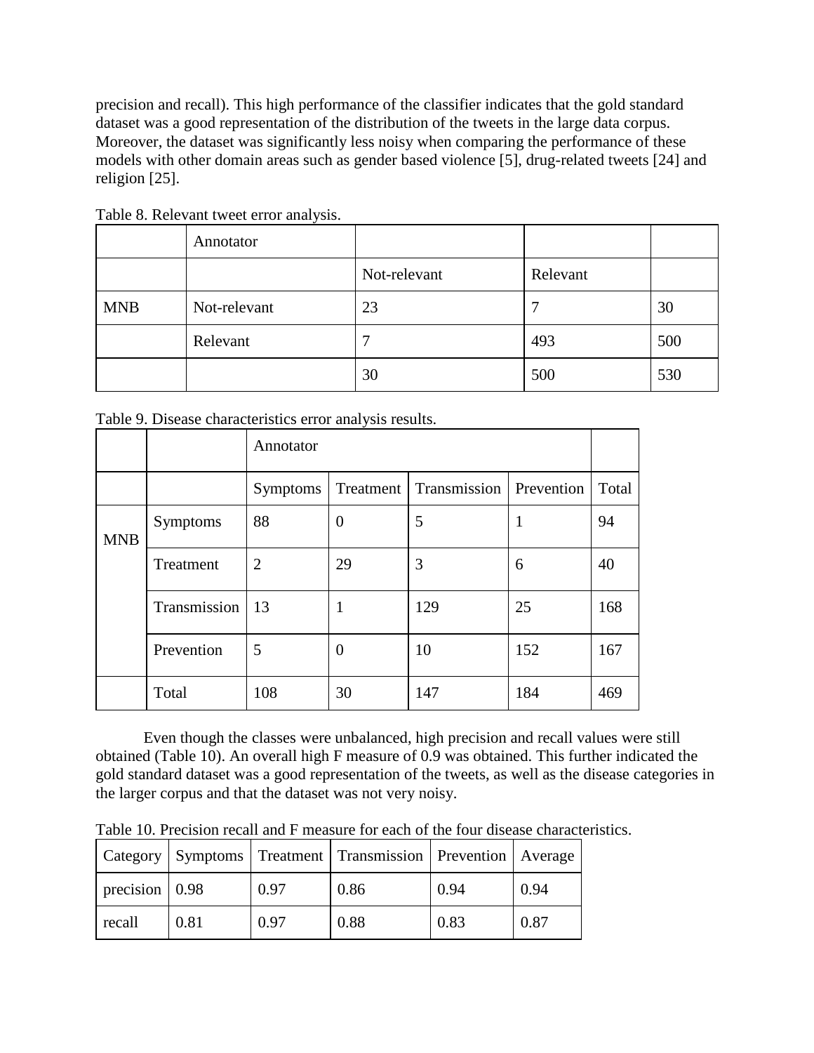precision and recall). This high performance of the classifier indicates that the gold standard dataset was a good representation of the distribution of the tweets in the large data corpus. Moreover, the dataset was significantly less noisy when comparing the performance of these models with other domain areas such as gender based violence [5], drug-related tweets [24] and religion [25].

Table 8. Relevant tweet error analysis.

| | Annotator | | | |
|---|---|---|---|---|
| | | Not-relevant | Relevant | |
| MNB | Not-relevant | 23 | 7 | 30 |
| | Relevant | 7 | 493 | 500 |
| | | 30 | 500 | 530 |

Table 9. Disease characteristics error analysis results.

| | | Annotator | | | | |
|---|---|---|---|---|---|---|
| | | Symptoms | Treatment | Transmission | Prevention | Total |
| MNB | Symptoms | 88 | 0 | 5 | 1 | 94 |
| | Treatment | 2 | 29 | 3 | 6 | 40 |
| | Transmission | 13 | 1 | 129 | 25 | 168 |
| | Prevention | 5 | 0 | 10 | 152 | 167 |
| | Total | 108 | 30 | 147 | 184 | 469 |

Even though the classes were unbalanced, high precision and recall values were still obtained (Table 10). An overall high F measure of 0.9 was obtained. This further indicated the gold standard dataset was a good representation of the tweets, as well as the disease categories in the larger corpus and that the dataset was not very noisy.

Table 10. Precision recall and F measure for each of the four disease characteristics.

| Category | Symptoms | Treatment | Transmission | Prevention | Average |
|---|---|---|---|---|---|
| precision | 0.98 | 0.97 | 0.86 | 0.94 | 0.94 |
| recall | 0.81 | 0.97 | 0.88 | 0.83 | 0.87 |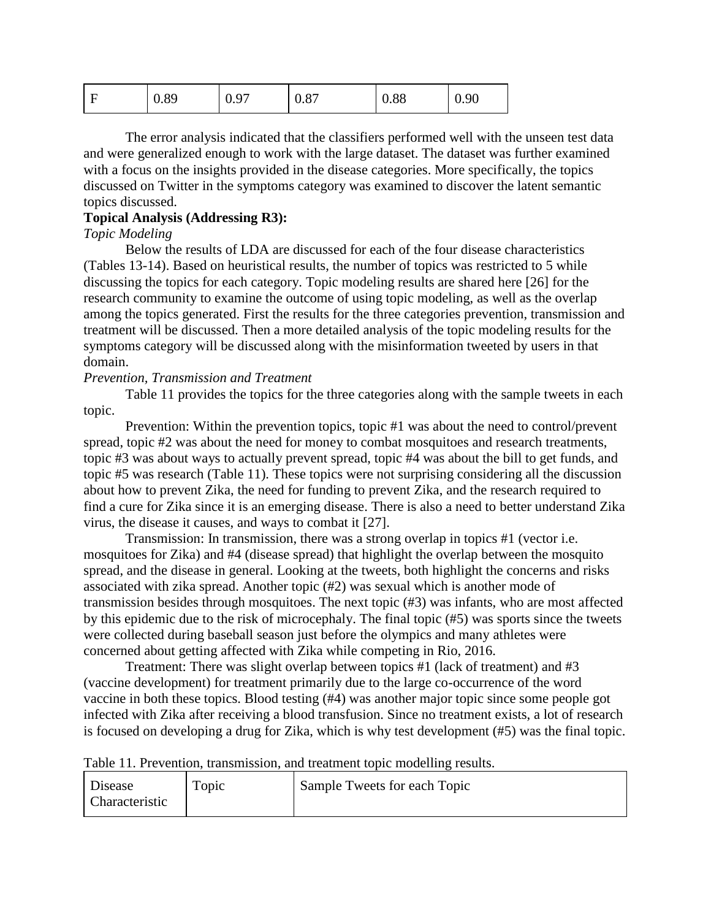| F | 0.89 | 0.97 | 0.87 | 0.88 | 0.90 |
|---|---|---|---|---|---|

The error analysis indicated that the classifiers performed well with the unseen test data and were generalized enough to work with the large dataset. The dataset was further examined with a focus on the insights provided in the disease categories. More specifically, the topics discussed on Twitter in the symptoms category was examined to discover the latent semantic topics discussed.

**Topical Analysis (Addressing R3):**

*Topic Modeling*

Below the results of LDA are discussed for each of the four disease characteristics (Tables 13-14). Based on heuristical results, the number of topics was restricted to 5 while discussing the topics for each category. Topic modeling results are shared here [26] for the research community to examine the outcome of using topic modeling, as well as the overlap among the topics generated. First the results for the three categories prevention, transmission and treatment will be discussed. Then a more detailed analysis of the topic modeling results for the symptoms category will be discussed along with the misinformation tweeted by users in that domain.

*Prevention, Transmission and Treatment*

Table 11 provides the topics for the three categories along with the sample tweets in each topic.

Prevention: Within the prevention topics, topic #1 was about the need to control/prevent spread, topic #2 was about the need for money to combat mosquitoes and research treatments, topic #3 was about ways to actually prevent spread, topic #4 was about the bill to get funds, and topic #5 was research (Table 11). These topics were not surprising considering all the discussion about how to prevent Zika, the need for funding to prevent Zika, and the research required to find a cure for Zika since it is an emerging disease. There is also a need to better understand Zika virus, the disease it causes, and ways to combat it [27].

Transmission: In transmission, there was a strong overlap in topics #1 (vector i.e. mosquitoes for Zika) and #4 (disease spread) that highlight the overlap between the mosquito spread, and the disease in general. Looking at the tweets, both highlight the concerns and risks associated with zika spread. Another topic (#2) was sexual which is another mode of transmission besides through mosquitoes. The next topic (#3) was infants, who are most affected by this epidemic due to the risk of microcephaly. The final topic (#5) was sports since the tweets were collected during baseball season just before the olympics and many athletes were concerned about getting affected with Zika while competing in Rio, 2016.

Treatment: There was slight overlap between topics #1 (lack of treatment) and #3 (vaccine development) for treatment primarily due to the large co-occurrence of the word vaccine in both these topics. Blood testing (#4) was another major topic since some people got infected with Zika after receiving a blood transfusion. Since no treatment exists, a lot of research is focused on developing a drug for Zika, which is why test development (#5) was the final topic.

Table 11. Prevention, transmission, and treatment topic modelling results.

| Disease Characteristic | Topic | Sample Tweets for each Topic |
|---|---|---|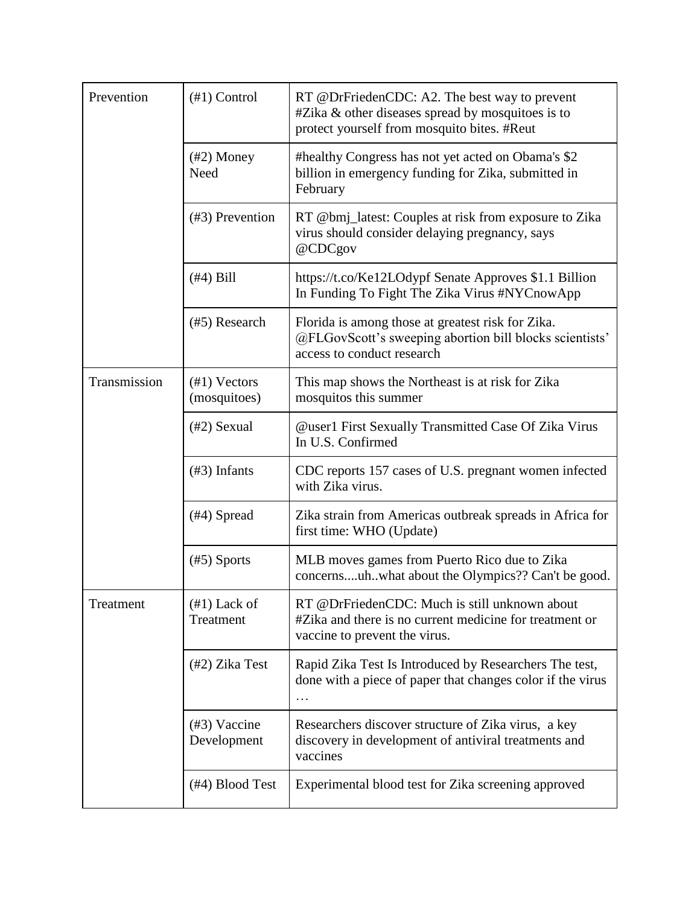| | | |
|---|---|---|
| Prevention | (#1) Control | RT @DrFriedenCDC: A2. The best way to prevent #Zika & other diseases spread by mosquitoes is to protect yourself from mosquito bites. #Reut |
| | (#2) Money Need | #healthy Congress has not yet acted on Obama's $2 billion in emergency funding for Zika, submitted in February |
| | (#3) Prevention | RT @bmj_latest: Couples at risk from exposure to Zika virus should consider delaying pregnancy, says @CDCgov |
| | (#4) Bill | https://t.co/Ke12LOdypf Senate Approves $1.1 Billion In Funding To Fight The Zika Virus #NYCnowApp |
| | (#5) Research | Florida is among those at greatest risk for Zika. @FLGovScott's sweeping abortion bill blocks scientists' access to conduct research |
| Transmission | (#1) Vectors (mosquitoes) | This map shows the Northeast is at risk for Zika mosquitos this summer |
| | (#2) Sexual | @user1 First Sexually Transmitted Case Of Zika Virus In U.S. Confirmed |
| | (#3) Infants | CDC reports 157 cases of U.S. pregnant women infected with Zika virus. |
| | (#4) Spread | Zika strain from Americas outbreak spreads in Africa for first time: WHO (Update) |
| | (#5) Sports | MLB moves games from Puerto Rico due to Zika concerns....uh..what about the Olympics?? Can't be good. |
| Treatment | (#1) Lack of Treatment | RT @DrFriedenCDC: Much is still unknown about #Zika and there is no current medicine for treatment or vaccine to prevent the virus. |
| | (#2) Zika Test | Rapid Zika Test Is Introduced by Researchers The test, done with a piece of paper that changes color if the virus … |
| | (#3) Vaccine Development | Researchers discover structure of Zika virus, a key discovery in development of antiviral treatments and vaccines |
| | (#4) Blood Test | Experimental blood test for Zika screening approved |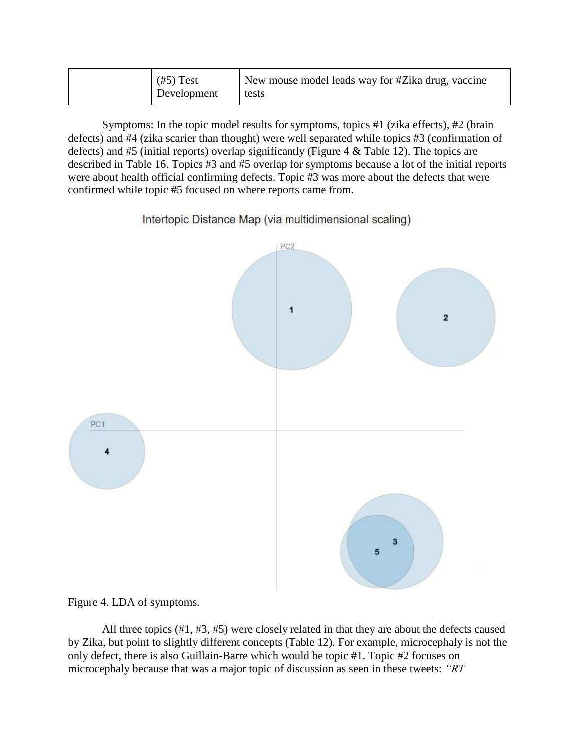| | (#5) Test Development | New mouse model leads way for #Zika drug, vaccine tests |
|---|---|---|

Symptoms: In the topic model results for symptoms, topics #1 (zika effects), #2 (brain defects) and #4 (zika scarier than thought) were well separated while topics #3 (confirmation of defects) and #5 (initial reports) overlap significantly (Figure 4 & Table 12). The topics are described in Table 16. Topics #3 and #5 overlap for symptoms because a lot of the initial reports were about health official confirming defects. Topic #3 was more about the defects that were confirmed while topic #5 focused on where reports came from.

Figure 4. LDA of symptoms.

All three topics (#1, #3, #5) were closely related in that they are about the defects caused by Zika, but point to slightly different concepts (Table 12). For example, microcephaly is not the only defect, there is also Guillain-Barre which would be topic #1. Topic #2 focuses on microcephaly because that was a major topic of discussion as seen in these tweets: *"RT*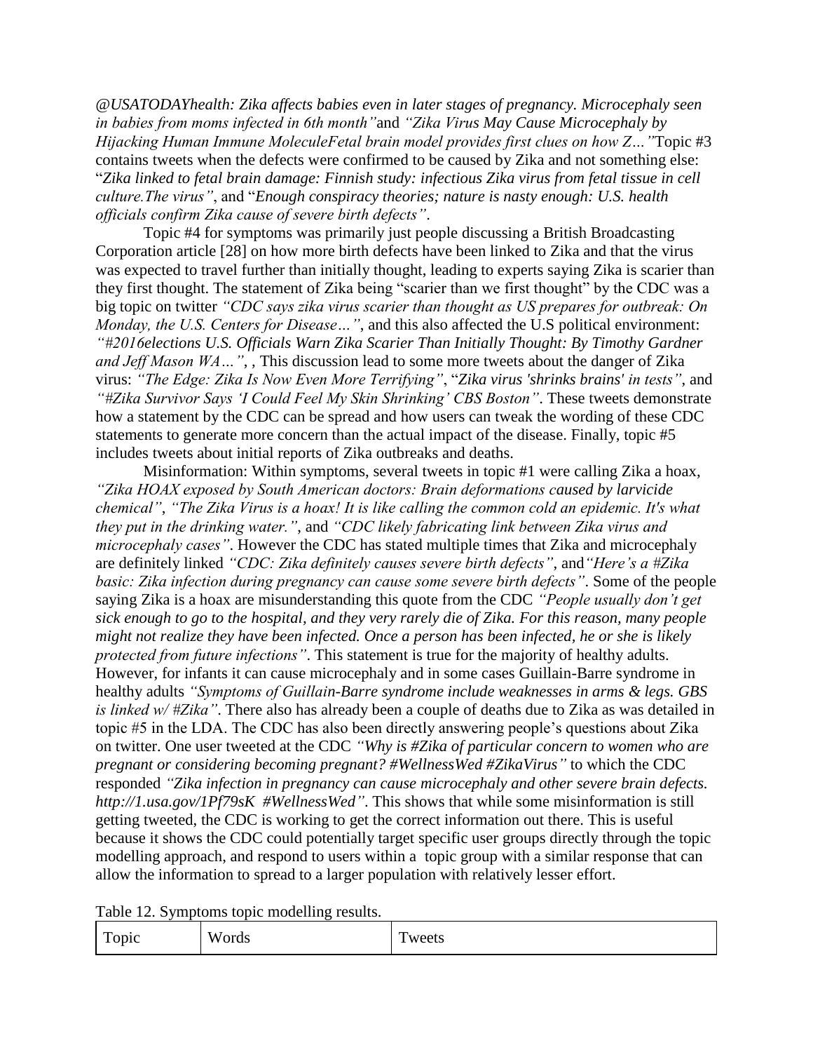*@USATODAYhealth: Zika affects babies even in later stages of pregnancy. Microcephaly seen in babies from moms infected in 6th month"*and *"Zika Virus May Cause Microcephaly by Hijacking Human Immune MoleculeFetal brain model provides first clues on how Z…"*Topic #3 contains tweets when the defects were confirmed to be caused by Zika and not something else: "*Zika linked to fetal brain damage: Finnish study: infectious Zika virus from fetal tissue in cell culture.The virus"*, and "*Enough conspiracy theories; nature is nasty enough: U.S. health officials confirm Zika cause of severe birth defects"*.

Topic #4 for symptoms was primarily just people discussing a British Broadcasting Corporation article [28] on how more birth defects have been linked to Zika and that the virus was expected to travel further than initially thought, leading to experts saying Zika is scarier than they first thought. The statement of Zika being "scarier than we first thought" by the CDC was a big topic on twitter *"CDC says zika virus scarier than thought as US prepares for outbreak: On Monday, the U.S. Centers for Disease…"*, and this also affected the U.S political environment: *"#2016elections U.S. Officials Warn Zika Scarier Than Initially Thought: By Timothy Gardner and Jeff Mason WA…"*, , This discussion lead to some more tweets about the danger of Zika virus: *"The Edge: Zika Is Now Even More Terrifying"*, "*Zika virus 'shrinks brains' in tests"*, and *"#Zika Survivor Says 'I Could Feel My Skin Shrinking' CBS Boston"*. These tweets demonstrate how a statement by the CDC can be spread and how users can tweak the wording of these CDC statements to generate more concern than the actual impact of the disease. Finally, topic #5 includes tweets about initial reports of Zika outbreaks and deaths.

Misinformation: Within symptoms, several tweets in topic #1 were calling Zika a hoax, *"Zika HOAX exposed by South American doctors: Brain deformations caused by larvicide chemical"*, *"The Zika Virus is a hoax! It is like calling the common cold an epidemic. It's what they put in the drinking water."*, and *"CDC likely fabricating link between Zika virus and microcephaly cases"*. However the CDC has stated multiple times that Zika and microcephaly are definitely linked *"CDC: Zika definitely causes severe birth defects"*, and*"Here's a #Zika basic: Zika infection during pregnancy can cause some severe birth defects"*. Some of the people saying Zika is a hoax are misunderstanding this quote from the CDC *"People usually don't get sick enough to go to the hospital, and they very rarely die of Zika. For this reason, many people might not realize they have been infected. Once a person has been infected, he or she is likely protected from future infections"*. This statement is true for the majority of healthy adults. However, for infants it can cause microcephaly and in some cases Guillain-Barre syndrome in healthy adults *"Symptoms of Guillain-Barre syndrome include weaknesses in arms & legs. GBS is linked w/ #Zika"*. There also has already been a couple of deaths due to Zika as was detailed in topic #5 in the LDA. The CDC has also been directly answering people's questions about Zika on twitter. One user tweeted at the CDC *"Why is #Zika of particular concern to women who are pregnant or considering becoming pregnant? #WellnessWed #ZikaVirus"* to which the CDC responded *"Zika infection in pregnancy can cause microcephaly and other severe brain defects. http://1.usa.gov/1Pf79sK #WellnessWed"*. This shows that while some misinformation is still getting tweeted, the CDC is working to get the correct information out there. This is useful because it shows the CDC could potentially target specific user groups directly through the topic modelling approach, and respond to users within a topic group with a similar response that can allow the information to spread to a larger population with relatively lesser effort.

Table 12. Symptoms topic modelling results.

| Topic | Words | Tweets |
|---|---|---|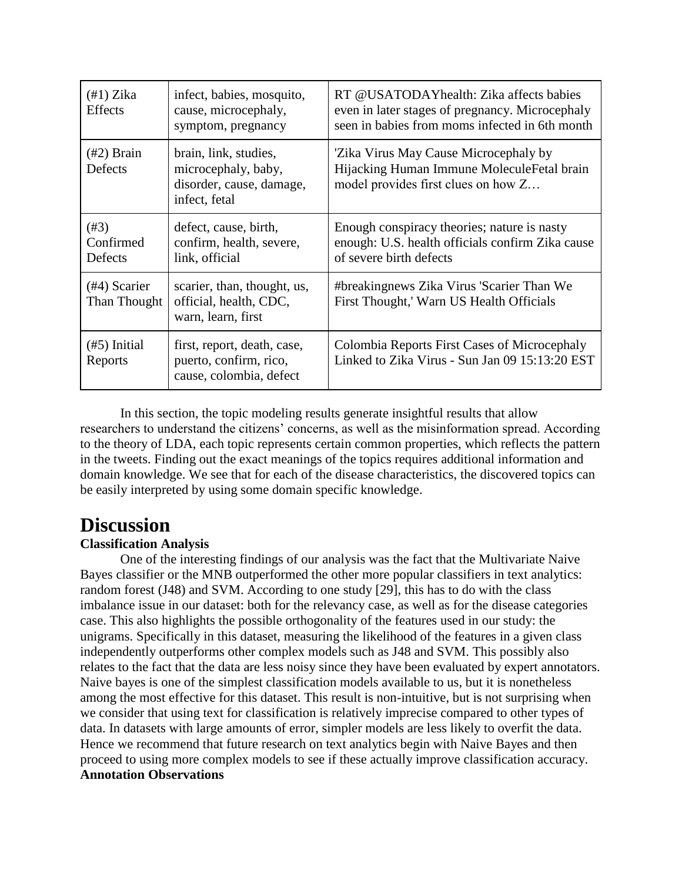| (#1) Zika Effects | infect, babies, mosquito, cause, microcephaly, symptom, pregnancy | RT @USATODAYhealth: Zika affects babies even in later stages of pregnancy. Microcephaly seen in babies from moms infected in 6th month |
|---|---|---|
| (#2) Brain Defects | brain, link, studies, microcephaly, baby, disorder, cause, damage, infect, fetal | 'Zika Virus May Cause Microcephaly by Hijacking Human Immune MoleculeFetal brain model provides first clues on how Z… |
| (#3) Confirmed Defects | defect, cause, birth, confirm, health, severe, link, official | Enough conspiracy theories; nature is nasty enough: U.S. health officials confirm Zika cause of severe birth defects |
| (#4) Scarier Than Thought | scarier, than, thought, us, official, health, CDC, warn, learn, first | #breakingnews Zika Virus 'Scarier Than We First Thought,' Warn US Health Officials |
| (#5) Initial Reports | first, report, death, case, puerto, confirm, rico, cause, colombia, defect | Colombia Reports First Cases of Microcephaly Linked to Zika Virus - Sun Jan 09 15:13:20 EST |

In this section, the topic modeling results generate insightful results that allow researchers to understand the citizens' concerns, as well as the misinformation spread. According to the theory of LDA, each topic represents certain common properties, which reflects the pattern in the tweets. Finding out the exact meanings of the topics requires additional information and domain knowledge. We see that for each of the disease characteristics, the discovered topics can be easily interpreted by using some domain specific knowledge.

# Discussion

**Classification Analysis**

One of the interesting findings of our analysis was the fact that the Multivariate Naive Bayes classifier or the MNB outperformed the other more popular classifiers in text analytics: random forest (J48) and SVM. According to one study [29], this has to do with the class imbalance issue in our dataset: both for the relevancy case, as well as for the disease categories case. This also highlights the possible orthogonality of the features used in our study: the unigrams. Specifically in this dataset, measuring the likelihood of the features in a given class independently outperforms other complex models such as J48 and SVM. This possibly also relates to the fact that the data are less noisy since they have been evaluated by expert annotators. Naive bayes is one of the simplest classification models available to us, but it is nonetheless among the most effective for this dataset. This result is non-intuitive, but is not surprising when we consider that using text for classification is relatively imprecise compared to other types of data. In datasets with large amounts of error, simpler models are less likely to overfit the data. Hence we recommend that future research on text analytics begin with Naive Bayes and then proceed to using more complex models to see if these actually improve classification accuracy.

**Annotation Observations**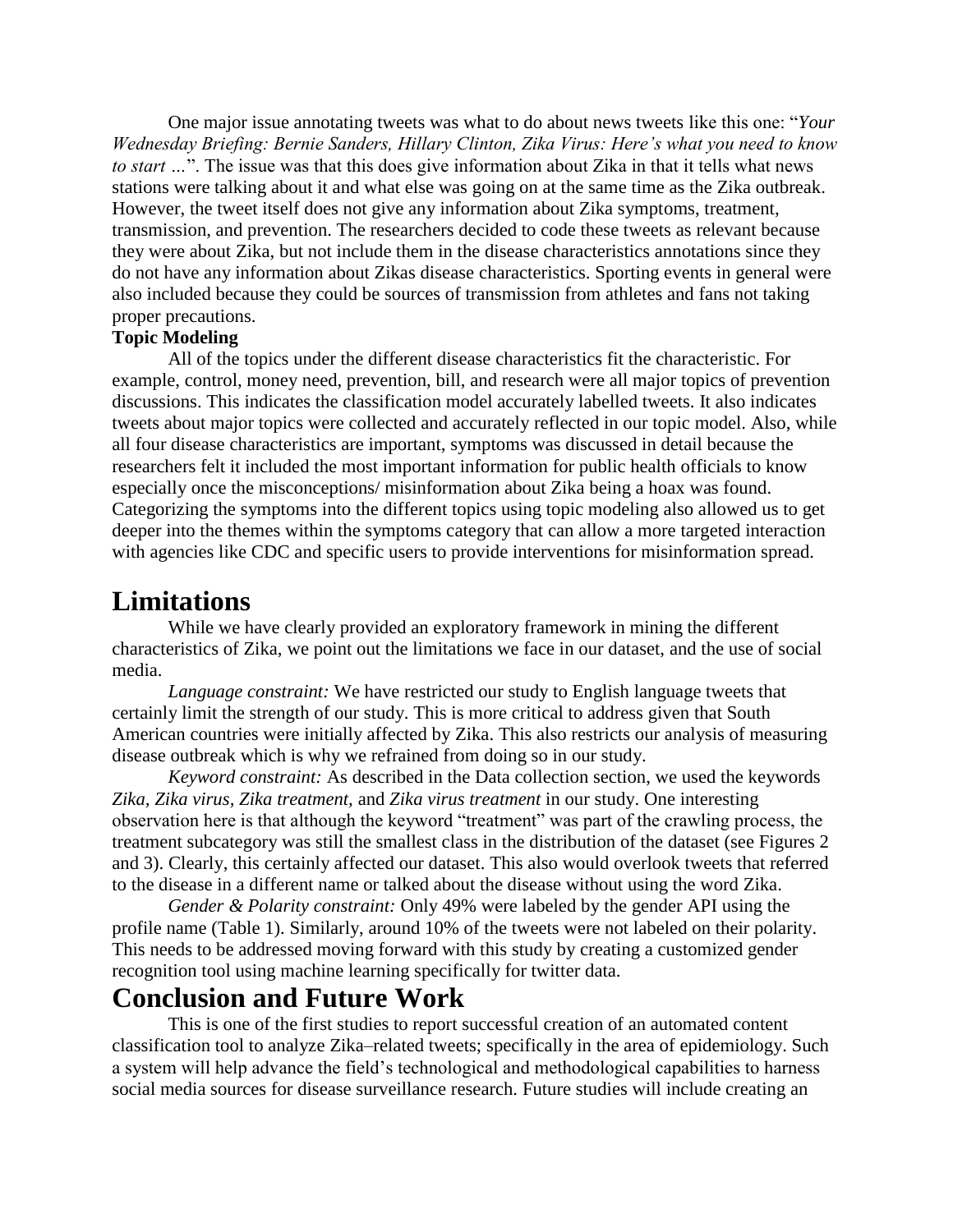One major issue annotating tweets was what to do about news tweets like this one: "*Your Wednesday Briefing: Bernie Sanders, Hillary Clinton, Zika Virus: Here's what you need to know to start …*". The issue was that this does give information about Zika in that it tells what news stations were talking about it and what else was going on at the same time as the Zika outbreak. However, the tweet itself does not give any information about Zika symptoms, treatment, transmission, and prevention. The researchers decided to code these tweets as relevant because they were about Zika, but not include them in the disease characteristics annotations since they do not have any information about Zikas disease characteristics. Sporting events in general were also included because they could be sources of transmission from athletes and fans not taking proper precautions.

**Topic Modeling**

All of the topics under the different disease characteristics fit the characteristic. For example, control, money need, prevention, bill, and research were all major topics of prevention discussions. This indicates the classification model accurately labelled tweets. It also indicates tweets about major topics were collected and accurately reflected in our topic model. Also, while all four disease characteristics are important, symptoms was discussed in detail because the researchers felt it included the most important information for public health officials to know especially once the misconceptions/ misinformation about Zika being a hoax was found. Categorizing the symptoms into the different topics using topic modeling also allowed us to get deeper into the themes within the symptoms category that can allow a more targeted interaction with agencies like CDC and specific users to provide interventions for misinformation spread.

# Limitations

While we have clearly provided an exploratory framework in mining the different characteristics of Zika, we point out the limitations we face in our dataset, and the use of social media.

*Language constraint:* We have restricted our study to English language tweets that certainly limit the strength of our study. This is more critical to address given that South American countries were initially affected by Zika. This also restricts our analysis of measuring disease outbreak which is why we refrained from doing so in our study.

*Keyword constraint:* As described in the Data collection section, we used the keywords *Zika*, *Zika virus*, *Zika treatment*, and *Zika virus treatment* in our study. One interesting observation here is that although the keyword "treatment" was part of the crawling process, the treatment subcategory was still the smallest class in the distribution of the dataset (see Figures 2 and 3). Clearly, this certainly affected our dataset. This also would overlook tweets that referred to the disease in a different name or talked about the disease without using the word Zika.

*Gender & Polarity constraint:* Only 49% were labeled by the gender API using the profile name (Table 1). Similarly, around 10% of the tweets were not labeled on their polarity. This needs to be addressed moving forward with this study by creating a customized gender recognition tool using machine learning specifically for twitter data.

# Conclusion and Future Work

This is one of the first studies to report successful creation of an automated content classification tool to analyze Zika–related tweets; specifically in the area of epidemiology. Such a system will help advance the field's technological and methodological capabilities to harness social media sources for disease surveillance research. Future studies will include creating an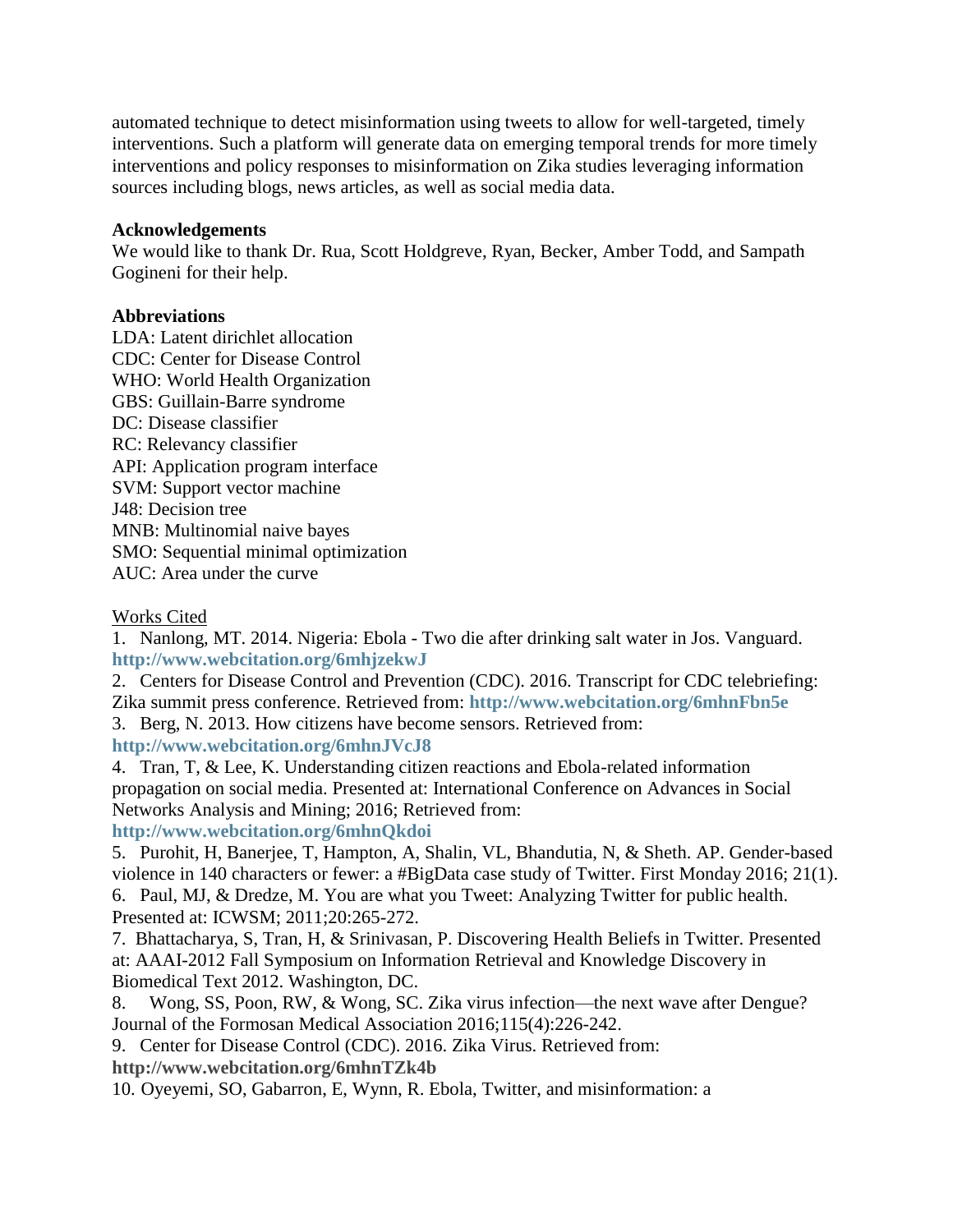automated technique to detect misinformation using tweets to allow for well-targeted, timely interventions. Such a platform will generate data on emerging temporal trends for more timely interventions and policy responses to misinformation on Zika studies leveraging information sources including blogs, news articles, as well as social media data.

**Acknowledgements**

We would like to thank Dr. Rua, Scott Holdgreve, Ryan, Becker, Amber Todd, and Sampath Gogineni for their help.

**Abbreviations**

LDA: Latent dirichlet allocation
CDC: Center for Disease Control
WHO: World Health Organization
GBS: Guillain-Barre syndrome
DC: Disease classifier
RC: Relevancy classifier
API: Application program interface
SVM: Support vector machine
J48: Decision tree
MNB: Multinomial naive bayes
SMO: Sequential minimal optimization
AUC: Area under the curve

<u>Works Cited</u>

1. Nanlong, MT. 2014. Nigeria: Ebola - Two die after drinking salt water in Jos. Vanguard. **http://www.webcitation.org/6mhjzekwJ**
2. Centers for Disease Control and Prevention (CDC). 2016. Transcript for CDC telebriefing: Zika summit press conference. Retrieved from: **http://www.webcitation.org/6mhnFbn5e**
3. Berg, N. 2013. How citizens have become sensors. Retrieved from: **http://www.webcitation.org/6mhnJVcJ8**
4. Tran, T, & Lee, K. Understanding citizen reactions and Ebola-related information propagation on social media. Presented at: International Conference on Advances in Social Networks Analysis and Mining; 2016; Retrieved from: **http://www.webcitation.org/6mhnQkdoi**
5. Purohit, H, Banerjee, T, Hampton, A, Shalin, VL, Bhandutia, N, & Sheth. AP. Gender-based violence in 140 characters or fewer: a #BigData case study of Twitter. First Monday 2016; 21(1).
6. Paul, MJ, & Dredze, M. You are what you Tweet: Analyzing Twitter for public health. Presented at: ICWSM; 2011;20:265-272.
7. Bhattacharya, S, Tran, H, & Srinivasan, P. Discovering Health Beliefs in Twitter. Presented at: AAAI-2012 Fall Symposium on Information Retrieval and Knowledge Discovery in Biomedical Text 2012. Washington, DC.
8. Wong, SS, Poon, RW, & Wong, SC. Zika virus infection—the next wave after Dengue? Journal of the Formosan Medical Association 2016;115(4):226-242.
9. Center for Disease Control (CDC). 2016. Zika Virus. Retrieved from: **http://www.webcitation.org/6mhnTZk4b**
10. Oyeyemi, SO, Gabarron, E, Wynn, R. Ebola, Twitter, and misinformation: a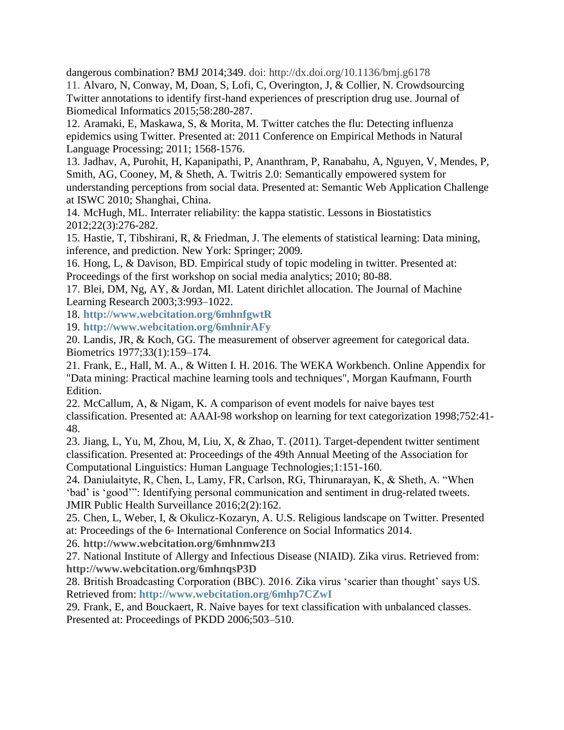dangerous combination? BMJ 2014;349. doi: http://dx.doi.org/10.1136/bmj.g6178

11. Alvaro, N, Conway, M, Doan, S, Lofi, C, Overington, J, & Collier, N. Crowdsourcing Twitter annotations to identify first-hand experiences of prescription drug use. Journal of Biomedical Informatics 2015;58:280-287.

12. Aramaki, E, Maskawa, S, & Morita, M. Twitter catches the flu: Detecting influenza epidemics using Twitter. Presented at: 2011 Conference on Empirical Methods in Natural Language Processing; 2011; 1568-1576.

13. Jadhav, A, Purohit, H, Kapanipathi, P, Ananthram, P, Ranabahu, A, Nguyen, V, Mendes, P, Smith, AG, Cooney, M, & Sheth, A. Twitris 2.0: Semantically empowered system for understanding perceptions from social data. Presented at: Semantic Web Application Challenge at ISWC 2010; Shanghai, China.

14. McHugh, ML. Interrater reliability: the kappa statistic. Lessons in Biostatistics 2012;22(3):276-282.

15. Hastie, T, Tibshirani, R, & Friedman, J. The elements of statistical learning: Data mining, inference, and prediction. New York: Springer; 2009.

16. Hong, L, & Davison, BD. Empirical study of topic modeling in twitter. Presented at: Proceedings of the first workshop on social media analytics; 2010; 80-88.

17. Blei, DM, Ng, AY, & Jordan, MI. Latent dirichlet allocation. The Journal of Machine Learning Research 2003;3:993–1022.

18. **http://www.webcitation.org/6mhnfgwtR**

19. **http://www.webcitation.org/6mhnirAFy**

20. Landis, JR, & Koch, GG. The measurement of observer agreement for categorical data. Biometrics 1977;33(1):159–174.

21. Frank, E., Hall, M. A., & Witten I. H. 2016. The WEKA Workbench. Online Appendix for "Data mining: Practical machine learning tools and techniques", Morgan Kaufmann, Fourth Edition.

22. McCallum, A, & Nigam, K. A comparison of event models for naive bayes test classification. Presented at: AAAI-98 workshop on learning for text categorization 1998;752:41-48.

23. Jiang, L, Yu, M, Zhou, M, Liu, X, & Zhao, T. (2011). Target-dependent twitter sentiment classification. Presented at: Proceedings of the 49th Annual Meeting of the Association for Computational Linguistics: Human Language Technologies;1:151-160.

24. Daniulaityte, R, Chen, L, Lamy, FR, Carlson, RG, Thirunarayan, K, & Sheth, A. "When 'bad' is 'good'": Identifying personal communication and sentiment in drug-related tweets. JMIR Public Health Surveillance 2016;2(2):162.

25. Chen, L, Weber, I, & Okulicz-Kozaryn, A. U.S. Religious landscape on Twitter. Presented at: Proceedings of the 6th International Conference on Social Informatics 2014.

26. **http://www.webcitation.org/6mhnmw2I3**

27. National Institute of Allergy and Infectious Disease (NIAID). Zika virus. Retrieved from: **http://www.webcitation.org/6mhnqsP3D**

28. British Broadcasting Corporation (BBC). 2016. Zika virus 'scarier than thought' says US. Retrieved from: **http://www.webcitation.org/6mhp7CZwI**

29. Frank, E, and Bouckaert, R. Naive bayes for text classification with unbalanced classes. Presented at: Proceedings of PKDD 2006;503–510.